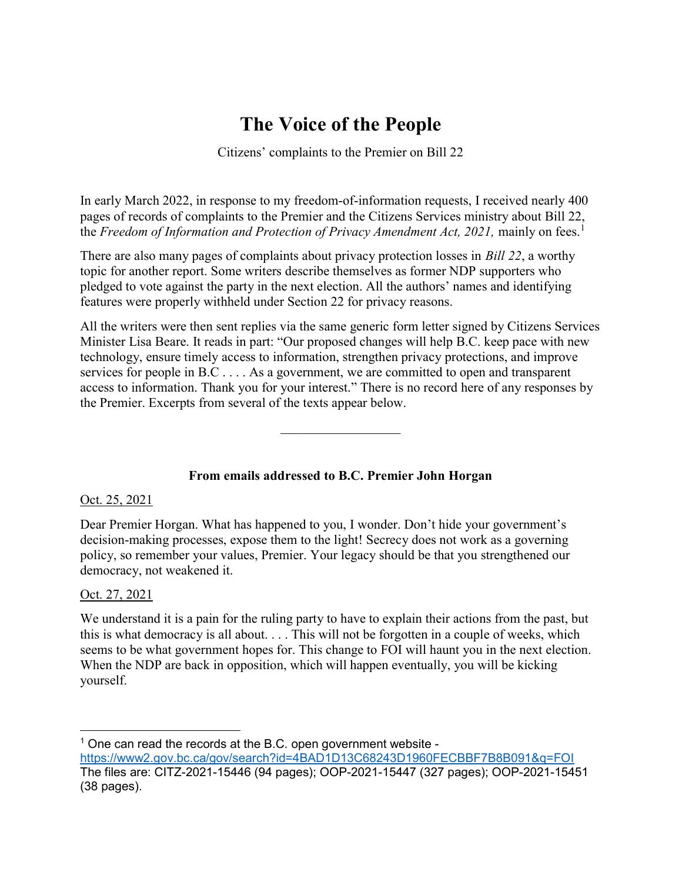# The Voice of the People

Citizens' complaints to the Premier on Bill 22

In early March 2022, in response to my freedom-of-information requests, I received nearly 400 pages of records of complaints to the Premier and the Citizens Services ministry about Bill 22, the *Freedom of Information and Protection of Privacy Amendment Act, 2021,* mainly on fees.[1]

There are also many pages of complaints about privacy protection losses in *Bill 22*, a worthy topic for another report. Some writers describe themselves as former NDP supporters who pledged to vote against the party in the next election. All the authors' names and identifying features were properly withheld under Section 22 for privacy reasons.

All the writers were then sent replies via the same generic form letter signed by Citizens Services Minister Lisa Beare. It reads in part: "Our proposed changes will help B.C. keep pace with new technology, ensure timely access to information, strengthen privacy protections, and improve services for people in B.C . . . . As a government, we are committed to open and transparent access to information. Thank you for your interest." There is no record here of any responses by the Premier. Excerpts from several of the texts appear below.

---

**From emails addressed to B.C. Premier John Horgan**

Oct. 25, 2021

Dear Premier Horgan. What has happened to you, I wonder. Don't hide your government's decision-making processes, expose them to the light! Secrecy does not work as a governing policy, so remember your values, Premier. Your legacy should be that you strengthened our democracy, not weakened it.

Oct. 27, 2021

We understand it is a pain for the ruling party to have to explain their actions from the past, but this is what democracy is all about. . . . This will not be forgotten in a couple of weeks, which seems to be what government hopes for. This change to FOI will haunt you in the next election. When the NDP are back in opposition, which will happen eventually, you will be kicking yourself.

---

[1] One can read the records at the B.C. open government website - https://www2.gov.bc.ca/gov/search?id=4BAD1D13C68243D1960FECBBF7B8B091&q=FOI
The files are: CITZ-2021-15446 (94 pages); OOP-2021-15447 (327 pages); OOP-2021-15451 (38 pages).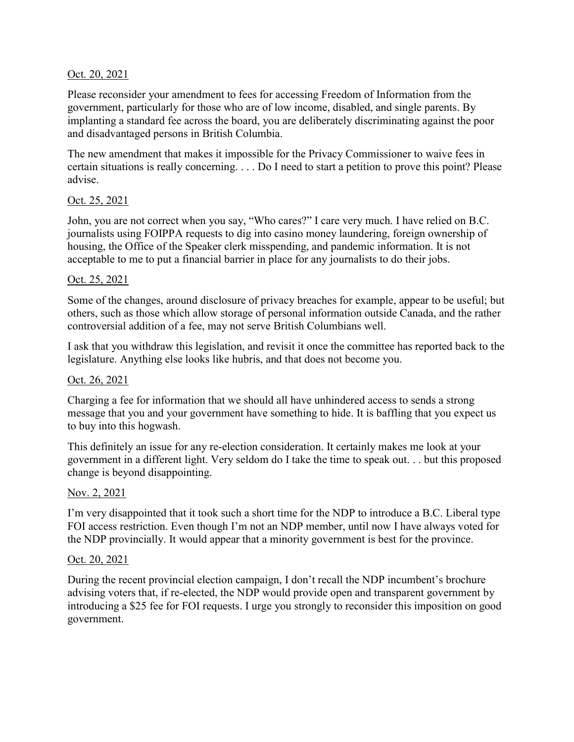Oct. 20, 2021

Please reconsider your amendment to fees for accessing Freedom of Information from the government, particularly for those who are of low income, disabled, and single parents. By implanting a standard fee across the board, you are deliberately discriminating against the poor and disadvantaged persons in British Columbia.

The new amendment that makes it impossible for the Privacy Commissioner to waive fees in certain situations is really concerning. . . . Do I need to start a petition to prove this point? Please advise.

Oct. 25, 2021

John, you are not correct when you say, "Who cares?" I care very much. I have relied on B.C. journalists using FOIPPA requests to dig into casino money laundering, foreign ownership of housing, the Office of the Speaker clerk misspending, and pandemic information. It is not acceptable to me to put a financial barrier in place for any journalists to do their jobs.

Oct. 25, 2021

Some of the changes, around disclosure of privacy breaches for example, appear to be useful; but others, such as those which allow storage of personal information outside Canada, and the rather controversial addition of a fee, may not serve British Columbians well.

I ask that you withdraw this legislation, and revisit it once the committee has reported back to the legislature. Anything else looks like hubris, and that does not become you.

Oct. 26, 2021

Charging a fee for information that we should all have unhindered access to sends a strong message that you and your government have something to hide. It is baffling that you expect us to buy into this hogwash.

This definitely an issue for any re-election consideration. It certainly makes me look at your government in a different light. Very seldom do I take the time to speak out. . . but this proposed change is beyond disappointing.

Nov. 2, 2021

I'm very disappointed that it took such a short time for the NDP to introduce a B.C. Liberal type FOI access restriction. Even though I'm not an NDP member, until now I have always voted for the NDP provincially. It would appear that a minority government is best for the province.

Oct. 20, 2021

During the recent provincial election campaign, I don't recall the NDP incumbent's brochure advising voters that, if re-elected, the NDP would provide open and transparent government by introducing a $25 fee for FOI requests. I urge you strongly to reconsider this imposition on good government.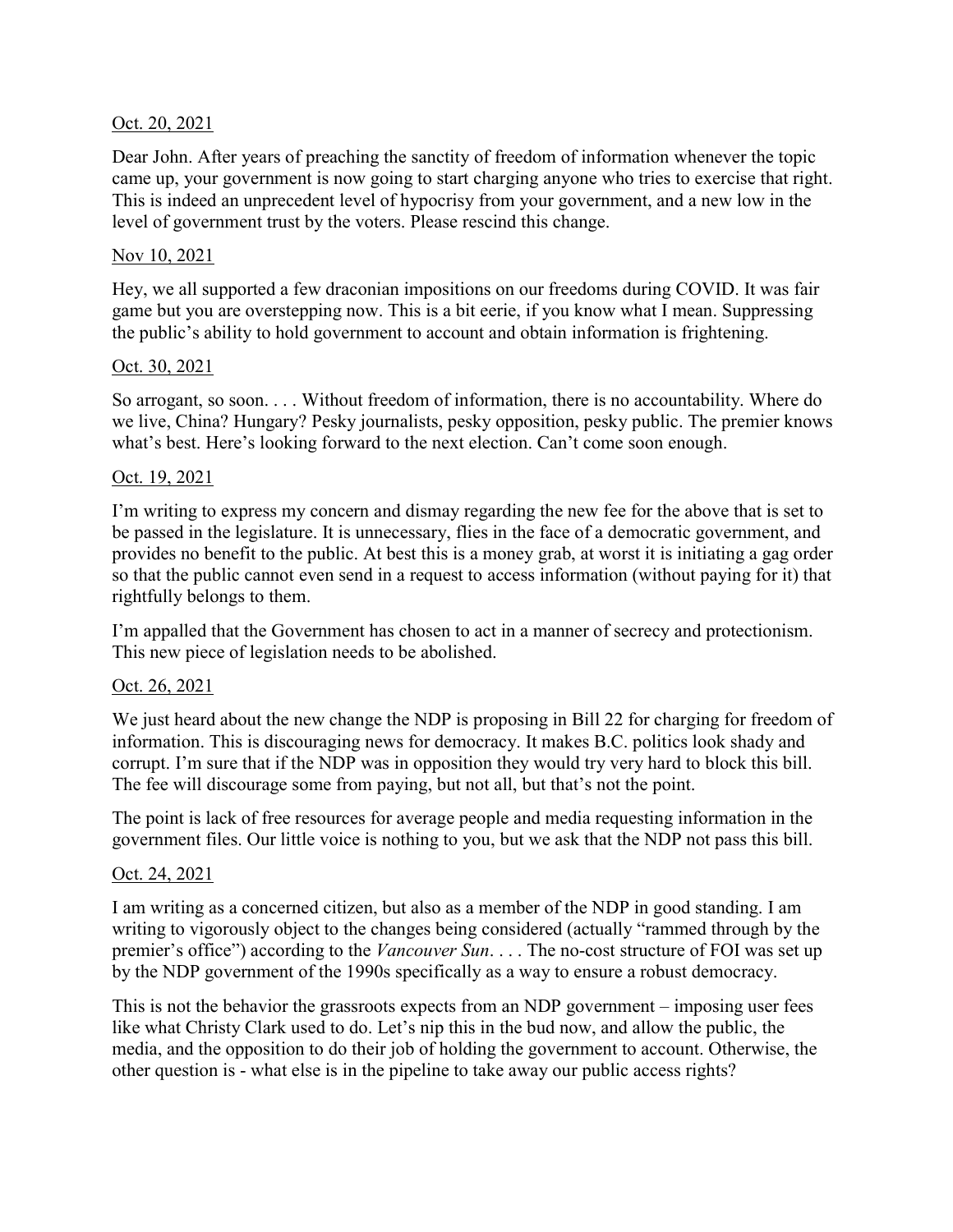<u>Oct. 20, 2021</u>

Dear John. After years of preaching the sanctity of freedom of information whenever the topic came up, your government is now going to start charging anyone who tries to exercise that right. This is indeed an unprecedent level of hypocrisy from your government, and a new low in the level of government trust by the voters. Please rescind this change.

<u>Nov 10, 2021</u>

Hey, we all supported a few draconian impositions on our freedoms during COVID. It was fair game but you are overstepping now. This is a bit eerie, if you know what I mean. Suppressing the public's ability to hold government to account and obtain information is frightening.

<u>Oct. 30, 2021</u>

So arrogant, so soon. . . . Without freedom of information, there is no accountability. Where do we live, China? Hungary? Pesky journalists, pesky opposition, pesky public. The premier knows what's best. Here's looking forward to the next election. Can't come soon enough.

<u>Oct. 19, 2021</u>

I'm writing to express my concern and dismay regarding the new fee for the above that is set to be passed in the legislature. It is unnecessary, flies in the face of a democratic government, and provides no benefit to the public. At best this is a money grab, at worst it is initiating a gag order so that the public cannot even send in a request to access information (without paying for it) that rightfully belongs to them.

I'm appalled that the Government has chosen to act in a manner of secrecy and protectionism. This new piece of legislation needs to be abolished.

<u>Oct. 26, 2021</u>

We just heard about the new change the NDP is proposing in Bill 22 for charging for freedom of information. This is discouraging news for democracy. It makes B.C. politics look shady and corrupt. I'm sure that if the NDP was in opposition they would try very hard to block this bill. The fee will discourage some from paying, but not all, but that's not the point.

The point is lack of free resources for average people and media requesting information in the government files. Our little voice is nothing to you, but we ask that the NDP not pass this bill.

<u>Oct. 24, 2021</u>

I am writing as a concerned citizen, but also as a member of the NDP in good standing. I am writing to vigorously object to the changes being considered (actually "rammed through by the premier's office") according to the *Vancouver Sun*. . . . The no-cost structure of FOI was set up by the NDP government of the 1990s specifically as a way to ensure a robust democracy.

This is not the behavior the grassroots expects from an NDP government – imposing user fees like what Christy Clark used to do. Let's nip this in the bud now, and allow the public, the media, and the opposition to do their job of holding the government to account. Otherwise, the other question is - what else is in the pipeline to take away our public access rights?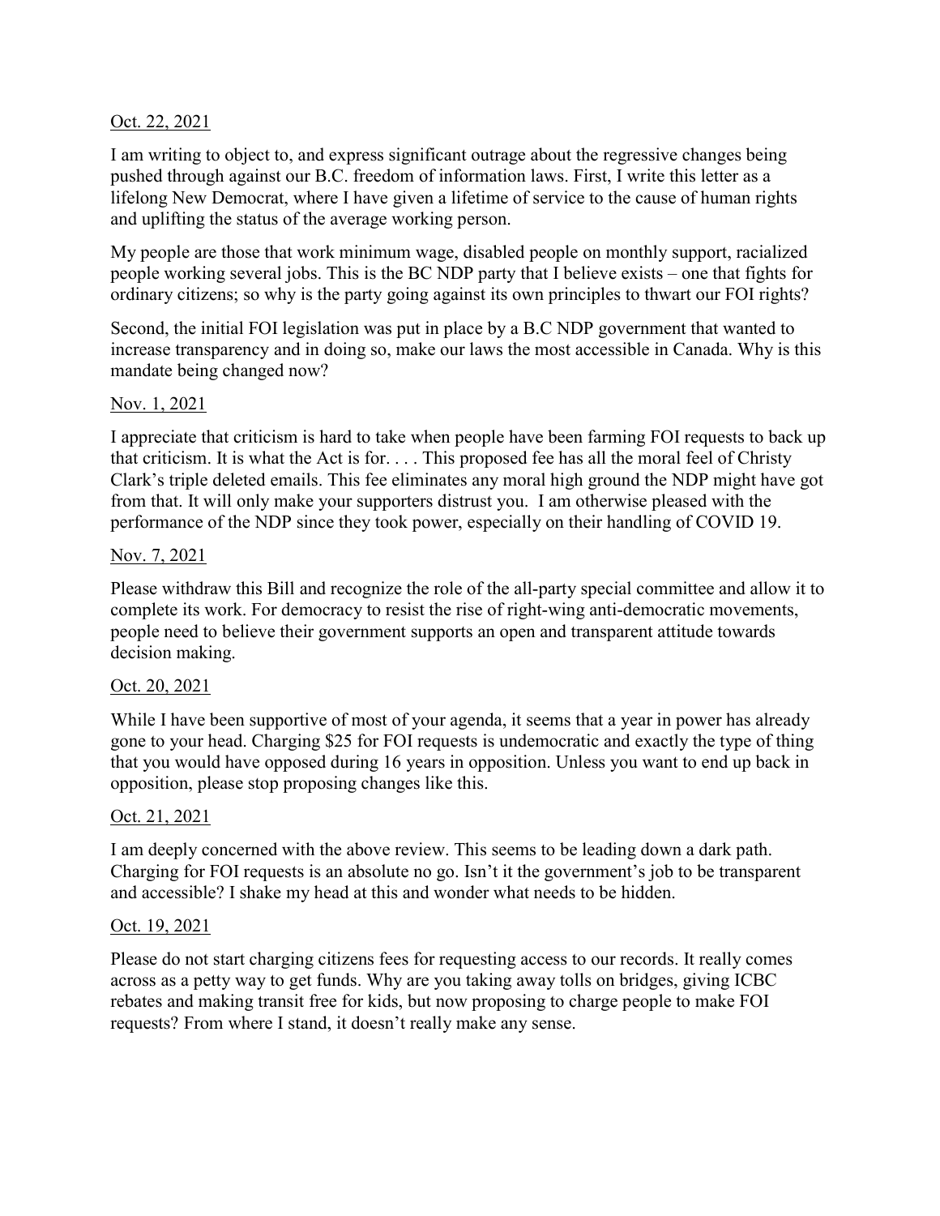Oct. 22, 2021

I am writing to object to, and express significant outrage about the regressive changes being pushed through against our B.C. freedom of information laws. First, I write this letter as a lifelong New Democrat, where I have given a lifetime of service to the cause of human rights and uplifting the status of the average working person.

My people are those that work minimum wage, disabled people on monthly support, racialized people working several jobs. This is the BC NDP party that I believe exists – one that fights for ordinary citizens; so why is the party going against its own principles to thwart our FOI rights?

Second, the initial FOI legislation was put in place by a B.C NDP government that wanted to increase transparency and in doing so, make our laws the most accessible in Canada. Why is this mandate being changed now?

Nov. 1, 2021

I appreciate that criticism is hard to take when people have been farming FOI requests to back up that criticism. It is what the Act is for. . . . This proposed fee has all the moral feel of Christy Clark's triple deleted emails. This fee eliminates any moral high ground the NDP might have got from that. It will only make your supporters distrust you. I am otherwise pleased with the performance of the NDP since they took power, especially on their handling of COVID 19.

Nov. 7, 2021

Please withdraw this Bill and recognize the role of the all-party special committee and allow it to complete its work. For democracy to resist the rise of right-wing anti-democratic movements, people need to believe their government supports an open and transparent attitude towards decision making.

Oct. 20, 2021

While I have been supportive of most of your agenda, it seems that a year in power has already gone to your head. Charging $25 for FOI requests is undemocratic and exactly the type of thing that you would have opposed during 16 years in opposition. Unless you want to end up back in opposition, please stop proposing changes like this.

Oct. 21, 2021

I am deeply concerned with the above review. This seems to be leading down a dark path. Charging for FOI requests is an absolute no go. Isn't it the government's job to be transparent and accessible? I shake my head at this and wonder what needs to be hidden.

Oct. 19, 2021

Please do not start charging citizens fees for requesting access to our records. It really comes across as a petty way to get funds. Why are you taking away tolls on bridges, giving ICBC rebates and making transit free for kids, but now proposing to charge people to make FOI requests? From where I stand, it doesn't really make any sense.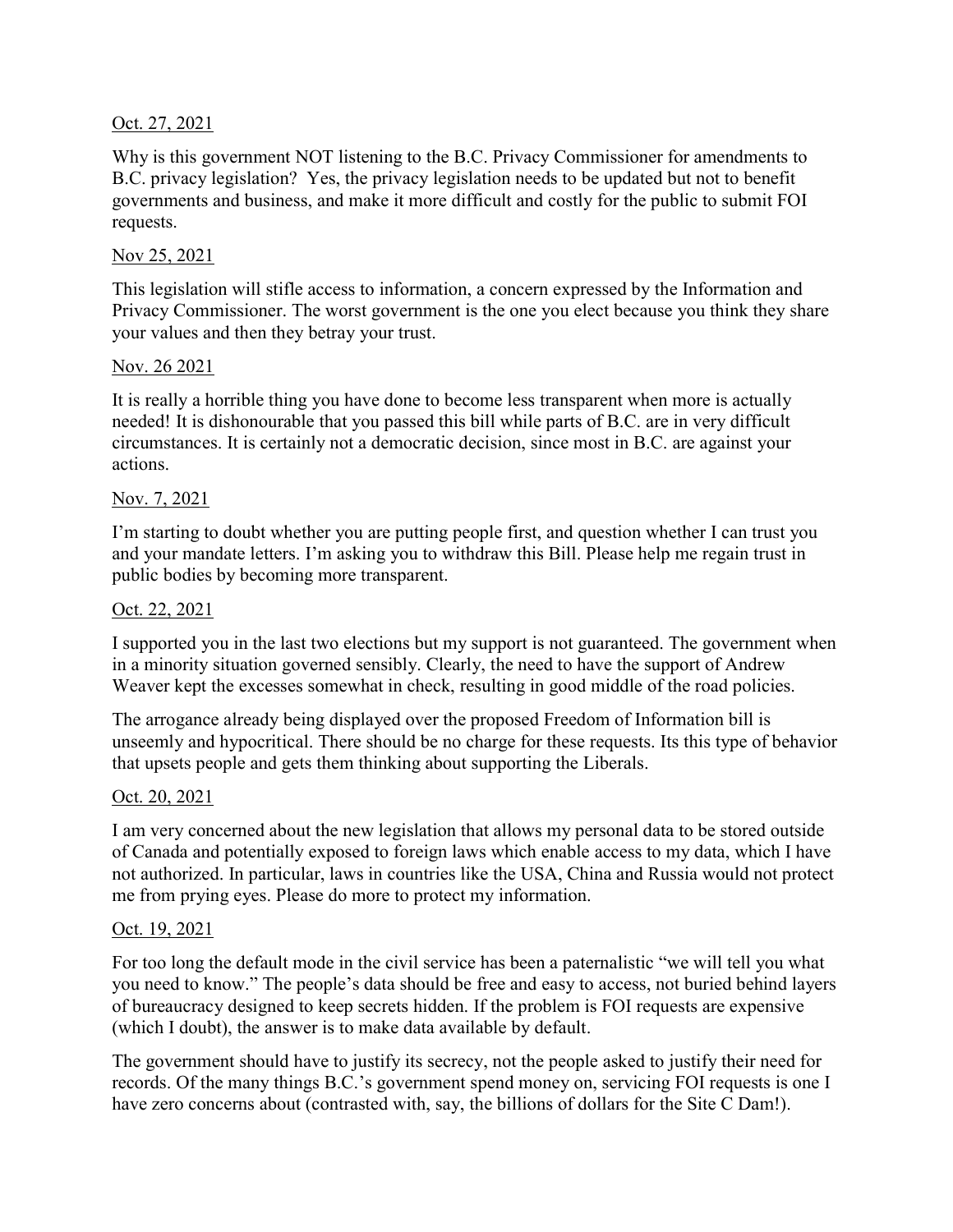<u>Oct. 27, 2021</u>

Why is this government NOT listening to the B.C. Privacy Commissioner for amendments to B.C. privacy legislation? Yes, the privacy legislation needs to be updated but not to benefit governments and business, and make it more difficult and costly for the public to submit FOI requests.

<u>Nov 25, 2021</u>

This legislation will stifle access to information, a concern expressed by the Information and Privacy Commissioner. The worst government is the one you elect because you think they share your values and then they betray your trust.

<u>Nov. 26 2021</u>

It is really a horrible thing you have done to become less transparent when more is actually needed! It is dishonourable that you passed this bill while parts of B.C. are in very difficult circumstances. It is certainly not a democratic decision, since most in B.C. are against your actions.

<u>Nov. 7, 2021</u>

I'm starting to doubt whether you are putting people first, and question whether I can trust you and your mandate letters. I'm asking you to withdraw this Bill. Please help me regain trust in public bodies by becoming more transparent.

<u>Oct. 22, 2021</u>

I supported you in the last two elections but my support is not guaranteed. The government when in a minority situation governed sensibly. Clearly, the need to have the support of Andrew Weaver kept the excesses somewhat in check, resulting in good middle of the road policies.

The arrogance already being displayed over the proposed Freedom of Information bill is unseemly and hypocritical. There should be no charge for these requests. Its this type of behavior that upsets people and gets them thinking about supporting the Liberals.

<u>Oct. 20, 2021</u>

I am very concerned about the new legislation that allows my personal data to be stored outside of Canada and potentially exposed to foreign laws which enable access to my data, which I have not authorized. In particular, laws in countries like the USA, China and Russia would not protect me from prying eyes. Please do more to protect my information.

<u>Oct. 19, 2021</u>

For too long the default mode in the civil service has been a paternalistic "we will tell you what you need to know." The people's data should be free and easy to access, not buried behind layers of bureaucracy designed to keep secrets hidden. If the problem is FOI requests are expensive (which I doubt), the answer is to make data available by default.

The government should have to justify its secrecy, not the people asked to justify their need for records. Of the many things B.C.'s government spend money on, servicing FOI requests is one I have zero concerns about (contrasted with, say, the billions of dollars for the Site C Dam!).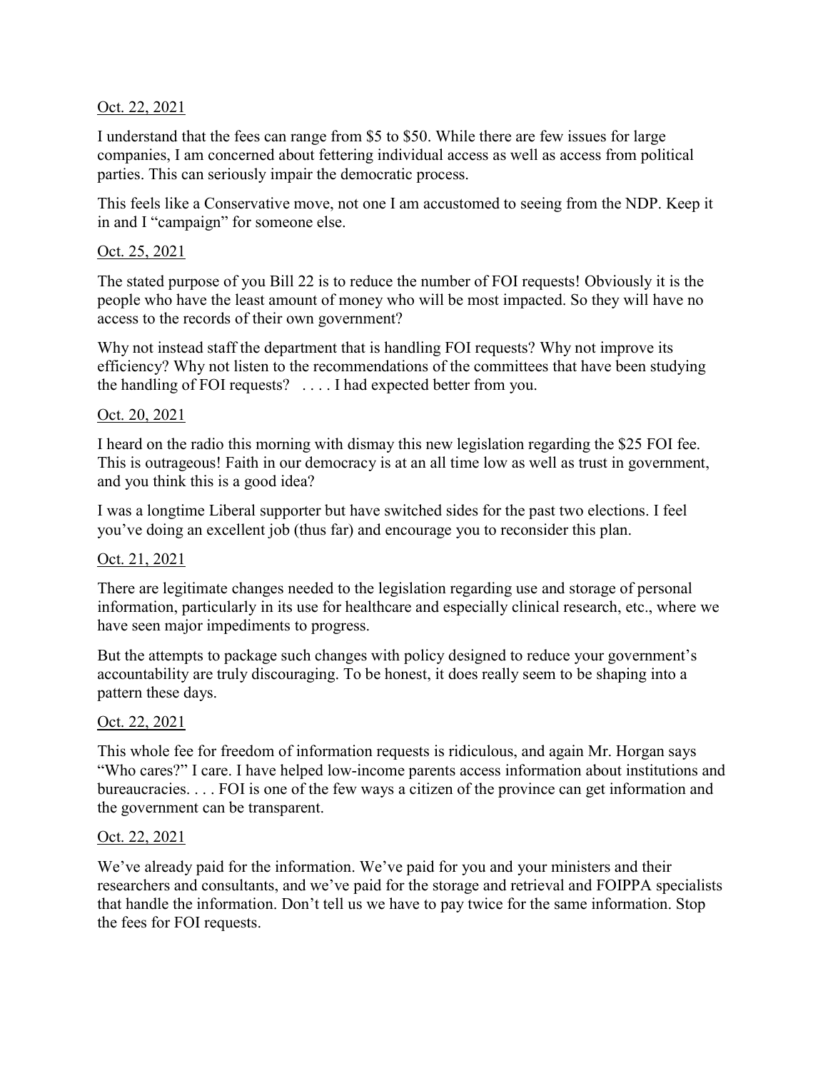Oct. 22, 2021

I understand that the fees can range from $5 to $50. While there are few issues for large companies, I am concerned about fettering individual access as well as access from political parties. This can seriously impair the democratic process.

This feels like a Conservative move, not one I am accustomed to seeing from the NDP. Keep it in and I "campaign" for someone else.

Oct. 25, 2021

The stated purpose of you Bill 22 is to reduce the number of FOI requests! Obviously it is the people who have the least amount of money who will be most impacted. So they will have no access to the records of their own government?

Why not instead staff the department that is handling FOI requests? Why not improve its efficiency? Why not listen to the recommendations of the committees that have been studying the handling of FOI requests? . . . . I had expected better from you.

Oct. 20, 2021

I heard on the radio this morning with dismay this new legislation regarding the $25 FOI fee. This is outrageous! Faith in our democracy is at an all time low as well as trust in government, and you think this is a good idea?

I was a longtime Liberal supporter but have switched sides for the past two elections. I feel you've doing an excellent job (thus far) and encourage you to reconsider this plan.

Oct. 21, 2021

There are legitimate changes needed to the legislation regarding use and storage of personal information, particularly in its use for healthcare and especially clinical research, etc., where we have seen major impediments to progress.

But the attempts to package such changes with policy designed to reduce your government's accountability are truly discouraging. To be honest, it does really seem to be shaping into a pattern these days.

Oct. 22, 2021

This whole fee for freedom of information requests is ridiculous, and again Mr. Horgan says "Who cares?" I care. I have helped low-income parents access information about institutions and bureaucracies. . . . FOI is one of the few ways a citizen of the province can get information and the government can be transparent.

Oct. 22, 2021

We've already paid for the information. We've paid for you and your ministers and their researchers and consultants, and we've paid for the storage and retrieval and FOIPPA specialists that handle the information. Don't tell us we have to pay twice for the same information. Stop the fees for FOI requests.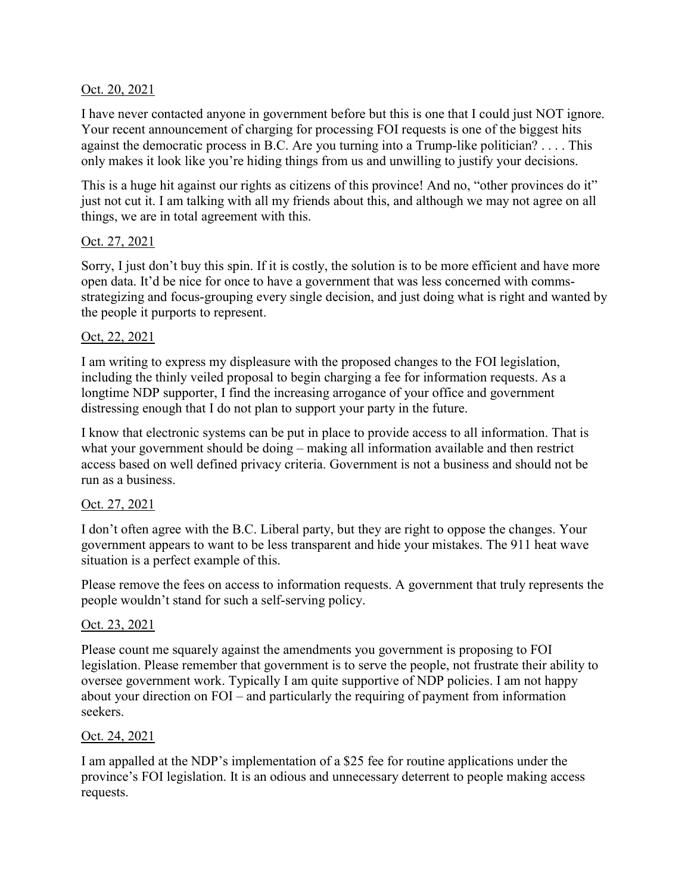Oct. 20, 2021

I have never contacted anyone in government before but this is one that I could just NOT ignore. Your recent announcement of charging for processing FOI requests is one of the biggest hits against the democratic process in B.C. Are you turning into a Trump-like politician? . . . . This only makes it look like you're hiding things from us and unwilling to justify your decisions.

This is a huge hit against our rights as citizens of this province! And no, "other provinces do it" just not cut it. I am talking with all my friends about this, and although we may not agree on all things, we are in total agreement with this.

Oct. 27, 2021

Sorry, I just don't buy this spin. If it is costly, the solution is to be more efficient and have more open data. It'd be nice for once to have a government that was less concerned with comms-strategizing and focus-grouping every single decision, and just doing what is right and wanted by the people it purports to represent.

Oct, 22, 2021

I am writing to express my displeasure with the proposed changes to the FOI legislation, including the thinly veiled proposal to begin charging a fee for information requests. As a longtime NDP supporter, I find the increasing arrogance of your office and government distressing enough that I do not plan to support your party in the future.

I know that electronic systems can be put in place to provide access to all information. That is what your government should be doing – making all information available and then restrict access based on well defined privacy criteria. Government is not a business and should not be run as a business.

Oct. 27, 2021

I don't often agree with the B.C. Liberal party, but they are right to oppose the changes. Your government appears to want to be less transparent and hide your mistakes. The 911 heat wave situation is a perfect example of this.

Please remove the fees on access to information requests. A government that truly represents the people wouldn't stand for such a self-serving policy.

Oct. 23, 2021

Please count me squarely against the amendments you government is proposing to FOI legislation. Please remember that government is to serve the people, not frustrate their ability to oversee government work. Typically I am quite supportive of NDP policies. I am not happy about your direction on FOI – and particularly the requiring of payment from information seekers.

Oct. 24, 2021

I am appalled at the NDP's implementation of a $25 fee for routine applications under the province's FOI legislation. It is an odious and unnecessary deterrent to people making access requests.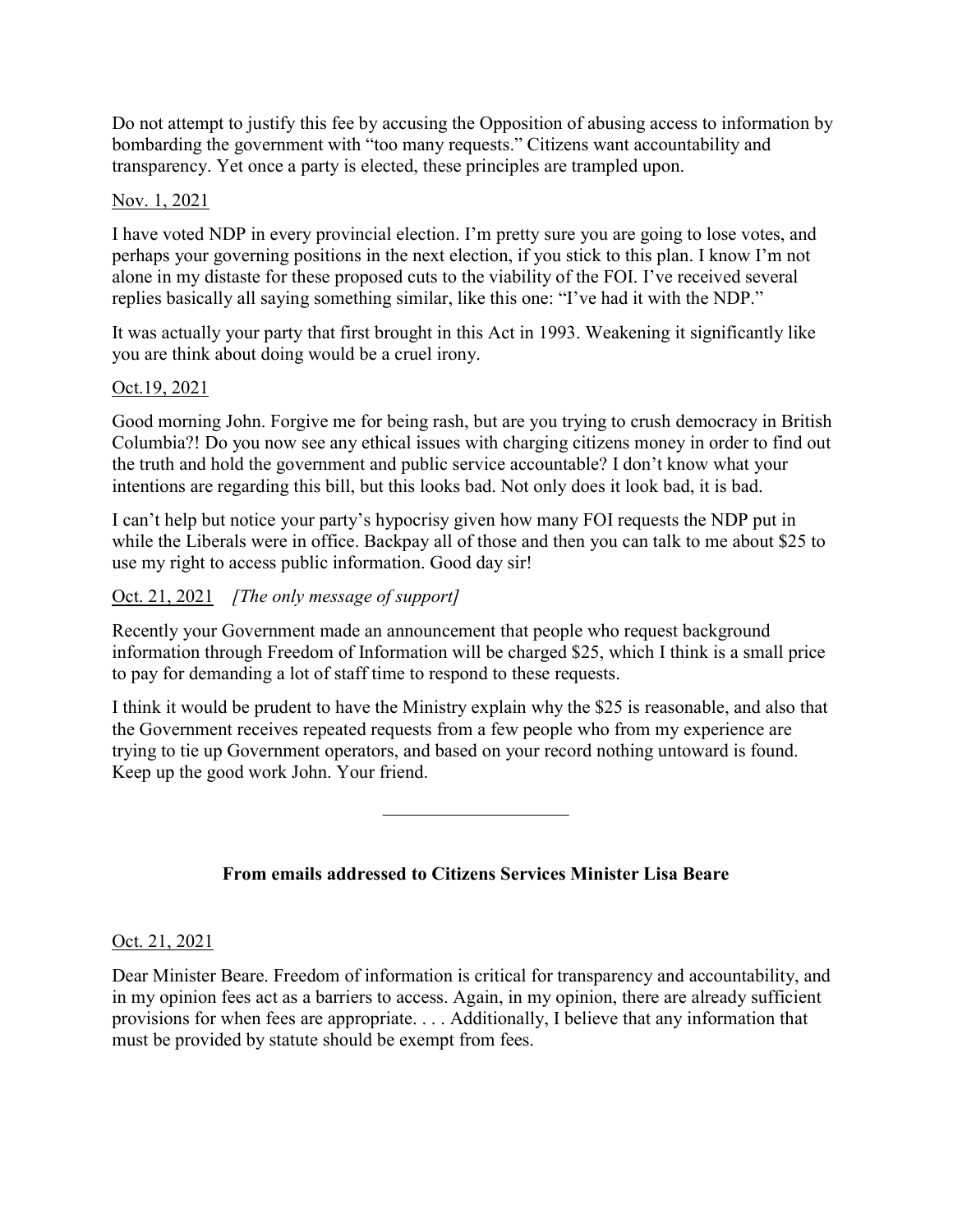Do not attempt to justify this fee by accusing the Opposition of abusing access to information by bombarding the government with "too many requests." Citizens want accountability and transparency. Yet once a party is elected, these principles are trampled upon.

<u>Nov. 1, 2021</u>

I have voted NDP in every provincial election. I'm pretty sure you are going to lose votes, and perhaps your governing positions in the next election, if you stick to this plan. I know I'm not alone in my distaste for these proposed cuts to the viability of the FOI. I've received several replies basically all saying something similar, like this one: "I've had it with the NDP."

It was actually your party that first brought in this Act in 1993. Weakening it significantly like you are think about doing would be a cruel irony.

<u>Oct.19, 2021</u>

Good morning John. Forgive me for being rash, but are you trying to crush democracy in British Columbia?! Do you now see any ethical issues with charging citizens money in order to find out the truth and hold the government and public service accountable? I don't know what your intentions are regarding this bill, but this looks bad. Not only does it look bad, it is bad.

I can't help but notice your party's hypocrisy given how many FOI requests the NDP put in while the Liberals were in office. Backpay all of those and then you can talk to me about $25 to use my right to access public information. Good day sir!

<u>Oct. 21, 2021</u> *[The only message of support]*

Recently your Government made an announcement that people who request background information through Freedom of Information will be charged $25, which I think is a small price to pay for demanding a lot of staff time to respond to these requests.

I think it would be prudent to have the Ministry explain why the $25 is reasonable, and also that the Government receives repeated requests from a few people who from my experience are trying to tie up Government operators, and based on your record nothing untoward is found. Keep up the good work John. Your friend.

---

**From emails addressed to Citizens Services Minister Lisa Beare**

<u>Oct. 21, 2021</u>

Dear Minister Beare. Freedom of information is critical for transparency and accountability, and in my opinion fees act as a barriers to access. Again, in my opinion, there are already sufficient provisions for when fees are appropriate. . . . Additionally, I believe that any information that must be provided by statute should be exempt from fees.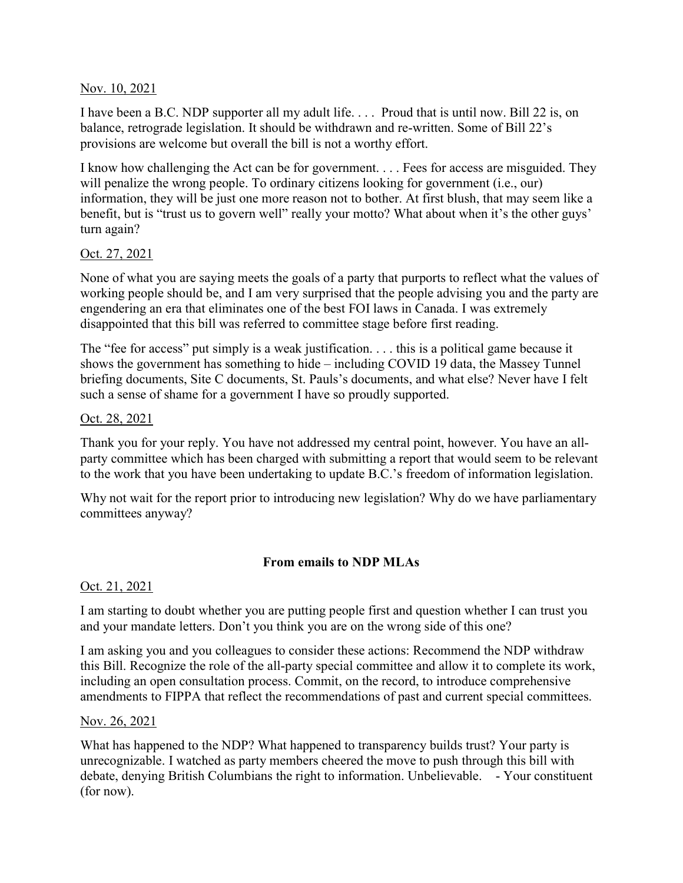Nov. 10, 2021

I have been a B.C. NDP supporter all my adult life. . . . Proud that is until now. Bill 22 is, on balance, retrograde legislation. It should be withdrawn and re-written. Some of Bill 22's provisions are welcome but overall the bill is not a worthy effort.

I know how challenging the Act can be for government. . . . Fees for access are misguided. They will penalize the wrong people. To ordinary citizens looking for government (i.e., our) information, they will be just one more reason not to bother. At first blush, that may seem like a benefit, but is "trust us to govern well" really your motto? What about when it's the other guys' turn again?

Oct. 27, 2021

None of what you are saying meets the goals of a party that purports to reflect what the values of working people should be, and I am very surprised that the people advising you and the party are engendering an era that eliminates one of the best FOI laws in Canada. I was extremely disappointed that this bill was referred to committee stage before first reading.

The "fee for access" put simply is a weak justification. . . . this is a political game because it shows the government has something to hide – including COVID 19 data, the Massey Tunnel briefing documents, Site C documents, St. Pauls's documents, and what else? Never have I felt such a sense of shame for a government I have so proudly supported.

Oct. 28, 2021

Thank you for your reply. You have not addressed my central point, however. You have an all-party committee which has been charged with submitting a report that would seem to be relevant to the work that you have been undertaking to update B.C.'s freedom of information legislation.

Why not wait for the report prior to introducing new legislation? Why do we have parliamentary committees anyway?

**From emails to NDP MLAs**

Oct. 21, 2021

I am starting to doubt whether you are putting people first and question whether I can trust you and your mandate letters. Don't you think you are on the wrong side of this one?

I am asking you and you colleagues to consider these actions: Recommend the NDP withdraw this Bill. Recognize the role of the all-party special committee and allow it to complete its work, including an open consultation process. Commit, on the record, to introduce comprehensive amendments to FIPPA that reflect the recommendations of past and current special committees.

Nov. 26, 2021

What has happened to the NDP? What happened to transparency builds trust? Your party is unrecognizable. I watched as party members cheered the move to push through this bill with debate, denying British Columbians the right to information. Unbelievable. - Your constituent (for now).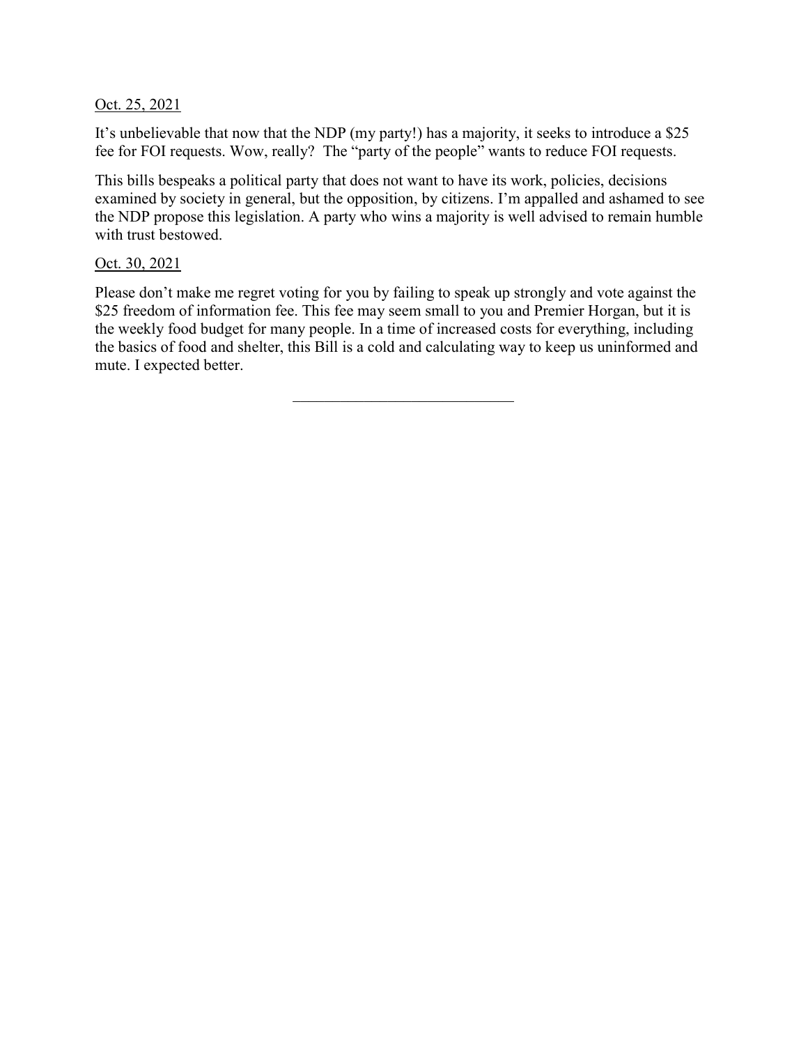<u>Oct. 25, 2021</u>

It's unbelievable that now that the NDP (my party!) has a majority, it seeks to introduce a $25 fee for FOI requests. Wow, really? The "party of the people" wants to reduce FOI requests.

This bills bespeaks a political party that does not want to have its work, policies, decisions examined by society in general, but the opposition, by citizens. I'm appalled and ashamed to see the NDP propose this legislation. A party who wins a majority is well advised to remain humble with trust bestowed.

<u>Oct. 30, 2021</u>

Please don't make me regret voting for you by failing to speak up strongly and vote against the $25 freedom of information fee. This fee may seem small to you and Premier Horgan, but it is the weekly food budget for many people. In a time of increased costs for everything, including the basics of food and shelter, this Bill is a cold and calculating way to keep us uninformed and mute. I expected better.

---